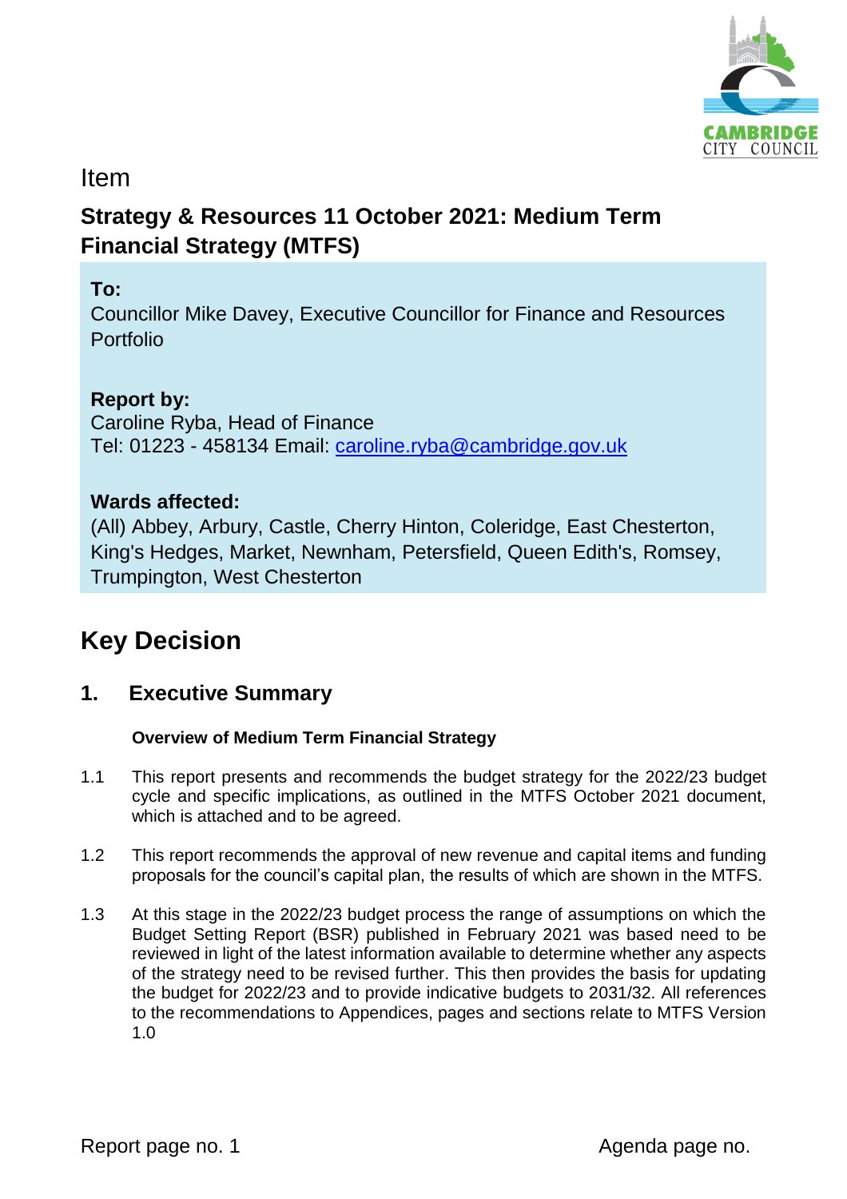Item

# Strategy & Resources 11 October 2021: Medium Term Financial Strategy (MTFS)

**To:**
Councillor Mike Davey, Executive Councillor for Finance and Resources Portfolio

**Report by:**
Caroline Ryba, Head of Finance
Tel: 01223 - 458134 Email: caroline.ryba@cambridge.gov.uk

**Wards affected:**
(All) Abbey, Arbury, Castle, Cherry Hinton, Coleridge, East Chesterton, King's Hedges, Market, Newnham, Petersfield, Queen Edith's, Romsey, Trumpington, West Chesterton

# Key Decision

## 1. Executive Summary

### Overview of Medium Term Financial Strategy

1.1 This report presents and recommends the budget strategy for the 2022/23 budget cycle and specific implications, as outlined in the MTFS October 2021 document, which is attached and to be agreed.

1.2 This report recommends the approval of new revenue and capital items and funding proposals for the council's capital plan, the results of which are shown in the MTFS.

1.3 At this stage in the 2022/23 budget process the range of assumptions on which the Budget Setting Report (BSR) published in February 2021 was based need to be reviewed in light of the latest information available to determine whether any aspects of the strategy need to be revised further. This then provides the basis for updating the budget for 2022/23 and to provide indicative budgets to 2031/32. All references to the recommendations to Appendices, pages and sections relate to MTFS Version 1.0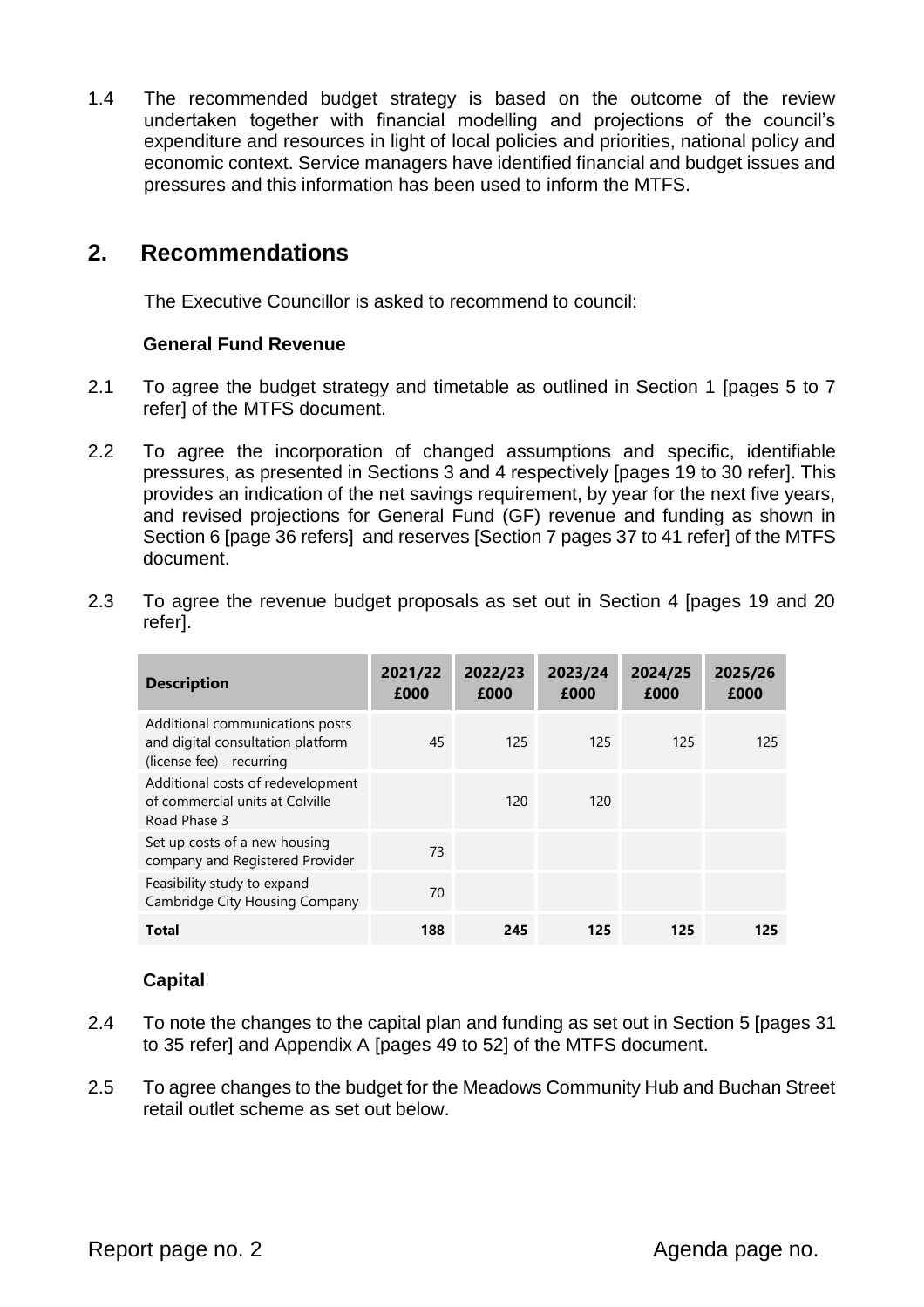1.4 The recommended budget strategy is based on the outcome of the review undertaken together with financial modelling and projections of the council's expenditure and resources in light of local policies and priorities, national policy and economic context. Service managers have identified financial and budget issues and pressures and this information has been used to inform the MTFS.

## 2. Recommendations

The Executive Councillor is asked to recommend to council:

**General Fund Revenue**

2.1 To agree the budget strategy and timetable as outlined in Section 1 [pages 5 to 7 refer] of the MTFS document.

2.2 To agree the incorporation of changed assumptions and specific, identifiable pressures, as presented in Sections 3 and 4 respectively [pages 19 to 30 refer]. This provides an indication of the net savings requirement, by year for the next five years, and revised projections for General Fund (GF) revenue and funding as shown in Section 6 [page 36 refers] and reserves [Section 7 pages 37 to 41 refer] of the MTFS document.

2.3 To agree the revenue budget proposals as set out in Section 4 [pages 19 and 20 refer].

| Description | 2021/22 £000 | 2022/23 £000 | 2023/24 £000 | 2024/25 £000 | 2025/26 £000 |
|---|---|---|---|---|---|
| Additional communications posts and digital consultation platform (license fee) - recurring | 45 | 125 | 125 | 125 | 125 |
| Additional costs of redevelopment of commercial units at Colville Road Phase 3 | | 120 | 120 | | |
| Set up costs of a new housing company and Registered Provider | 73 | | | | |
| Feasibility study to expand Cambridge City Housing Company | 70 | | | | |
| **Total** | **188** | **245** | **125** | **125** | **125** |

**Capital**

2.4 To note the changes to the capital plan and funding as set out in Section 5 [pages 31 to 35 refer] and Appendix A [pages 49 to 52] of the MTFS document.

2.5 To agree changes to the budget for the Meadows Community Hub and Buchan Street retail outlet scheme as set out below.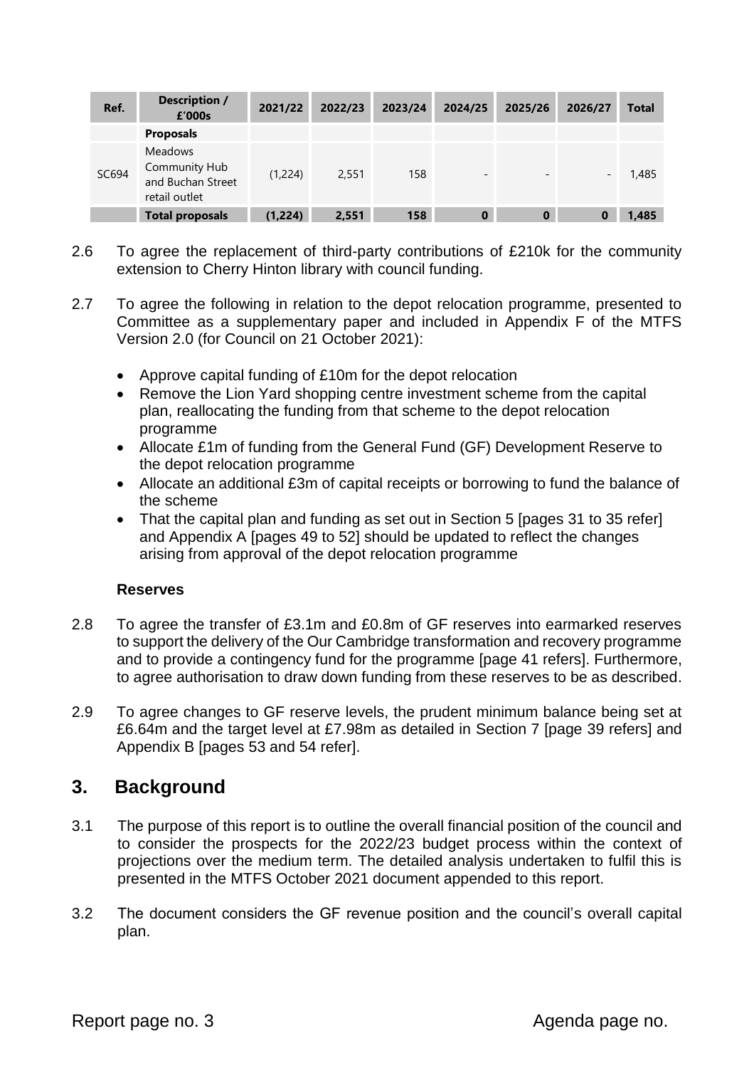| Ref. | Description / £'000s | 2021/22 | 2022/23 | 2023/24 | 2024/25 | 2025/26 | 2026/27 | Total |
|---|---|---|---|---|---|---|---|---|
| | **Proposals** | | | | | | | |
| SC694 | Meadows Community Hub and Buchan Street retail outlet | (1,224) | 2,551 | 158 | - | - | - | 1,485 |
| | **Total proposals** | **(1,224)** | **2,551** | **158** | **0** | **0** | **0** | **1,485** |

2.6 To agree the replacement of third-party contributions of £210k for the community extension to Cherry Hinton library with council funding.

2.7 To agree the following in relation to the depot relocation programme, presented to Committee as a supplementary paper and included in Appendix F of the MTFS Version 2.0 (for Council on 21 October 2021):

- Approve capital funding of £10m for the depot relocation
- Remove the Lion Yard shopping centre investment scheme from the capital plan, reallocating the funding from that scheme to the depot relocation programme
- Allocate £1m of funding from the General Fund (GF) Development Reserve to the depot relocation programme
- Allocate an additional £3m of capital receipts or borrowing to fund the balance of the scheme
- That the capital plan and funding as set out in Section 5 [pages 31 to 35 refer] and Appendix A [pages 49 to 52] should be updated to reflect the changes arising from approval of the depot relocation programme

**Reserves**

2.8 To agree the transfer of £3.1m and £0.8m of GF reserves into earmarked reserves to support the delivery of the Our Cambridge transformation and recovery programme and to provide a contingency fund for the programme [page 41 refers]. Furthermore, to agree authorisation to draw down funding from these reserves to be as described.

2.9 To agree changes to GF reserve levels, the prudent minimum balance being set at £6.64m and the target level at £7.98m as detailed in Section 7 [page 39 refers] and Appendix B [pages 53 and 54 refer].

## 3. Background

3.1 The purpose of this report is to outline the overall financial position of the council and to consider the prospects for the 2022/23 budget process within the context of projections over the medium term. The detailed analysis undertaken to fulfil this is presented in the MTFS October 2021 document appended to this report.

3.2 The document considers the GF revenue position and the council's overall capital plan.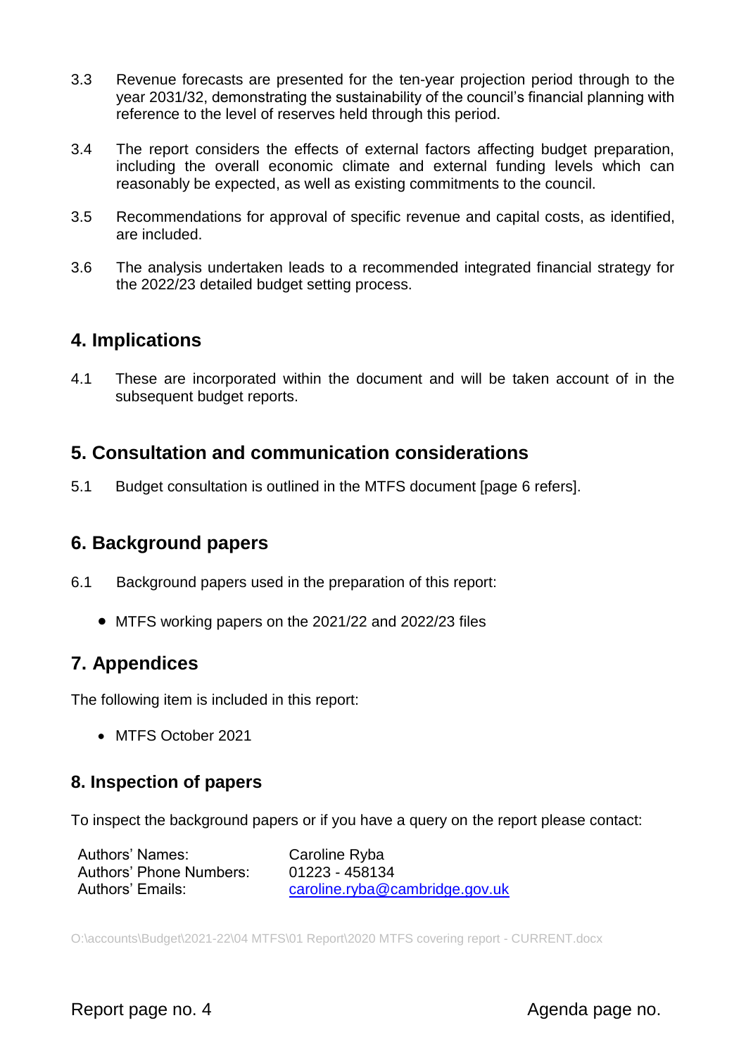3.3 Revenue forecasts are presented for the ten-year projection period through to the year 2031/32, demonstrating the sustainability of the council's financial planning with reference to the level of reserves held through this period.

3.4 The report considers the effects of external factors affecting budget preparation, including the overall economic climate and external funding levels which can reasonably be expected, as well as existing commitments to the council.

3.5 Recommendations for approval of specific revenue and capital costs, as identified, are included.

3.6 The analysis undertaken leads to a recommended integrated financial strategy for the 2022/23 detailed budget setting process.

## 4. Implications

4.1 These are incorporated within the document and will be taken account of in the subsequent budget reports.

## 5. Consultation and communication considerations

5.1 Budget consultation is outlined in the MTFS document [page 6 refers].

## 6. Background papers

6.1 Background papers used in the preparation of this report:

- MTFS working papers on the 2021/22 and 2022/23 files

## 7. Appendices

The following item is included in this report:

- MTFS October 2021

## 8. Inspection of papers

To inspect the background papers or if you have a query on the report please contact:

| | |
|---|---|
| Authors' Names: | Caroline Ryba |
| Authors' Phone Numbers: | 01223 - 458134 |
| Authors' Emails: | caroline.ryba@cambridge.gov.uk |

O:\accounts\Budget\2021-22\04 MTFS\01 Report\2020 MTFS covering report - CURRENT.docx